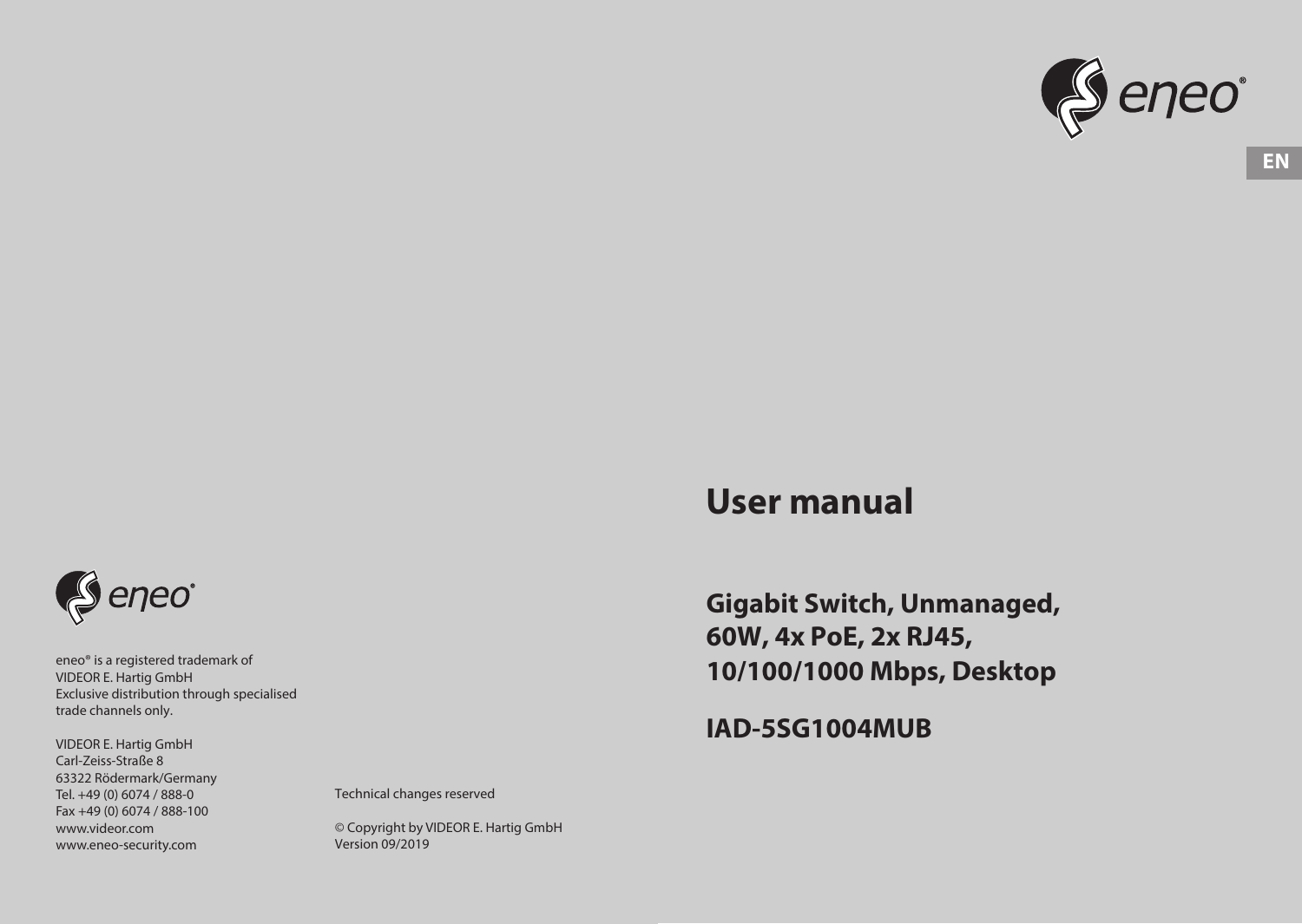EN

# User manual

## Gigabit Switch, Unmanaged, 60W, 4x PoE, 2x RJ45, 10/100/1000 Mbps, Desktop

## IAD-5SG1004MUB

eneo® is a registered trademark of
VIDEOR E. Hartig GmbH
Exclusive distribution through specialised trade channels only.

VIDEOR E. Hartig GmbH
Carl-Zeiss-Straße 8
63322 Rödermark/Germany
Tel. +49 (0) 6074 / 888-0
Fax +49 (0) 6074 / 888-100
www.videor.com
www.eneo-security.com

Technical changes reserved

© Copyright by VIDEOR E. Hartig GmbH
Version 09/2019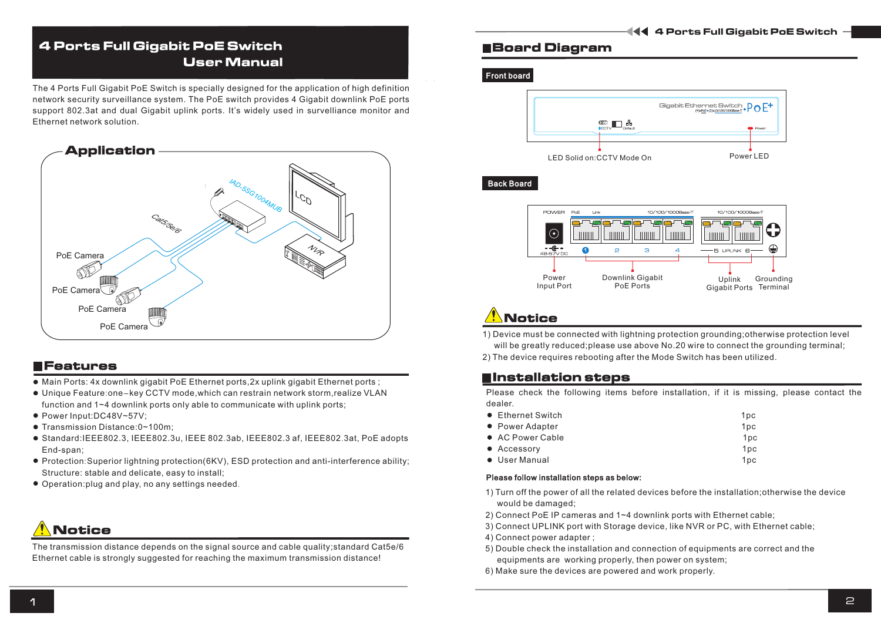# 4 Ports Full Gigabit PoE Switch User Manual

The 4 Ports Full Gigabit PoE Switch is specially designed for the application of high definition network security surveillance system. The PoE switch provides 4 Gigabit downlink PoE ports support 802.3at and dual Gigabit uplink ports. It's widely used in surveillance monitor and Ethernet network solution.

## Application

## Features

- Main Ports: 4x downlink gigabit PoE Ethernet ports,2x uplink gigabit Ethernet ports ;
- Unique Feature:one–key CCTV mode,which can restrain network storm,realize VLAN function and 1~4 downlink ports only able to communicate with uplink ports;
- Power Input:DC48V~57V;
- Transmission Distance:0~100m;
- Standard:IEEE802.3, IEEE802.3u, IEEE 802.3ab, IEEE802.3 af, IEEE802.3at, PoE adopts End-span;
- Protection:Superior lightning protection(6KV), ESD protection and anti-interference ability; Structure: stable and delicate, easy to install;
- Operation:plug and play, no any settings needed.

## Notice

The transmission distance depends on the signal source and cable quality;standard Cat5e/6 Ethernet cable is strongly suggested for reaching the maximum transmission distance!

## Board Diagram

**Front board**

LED Solid on:CCTV Mode On

Power LED

**Back Board**

Power Input Port

Downlink Gigabit PoE Ports

Uplink Gigabit Ports

Grounding Terminal

## Notice

1) Device must be connected with lightning protection grounding;otherwise protection level will be greatly reduced;please use above No.20 wire to connect the grounding terminal;
2) The device requires rebooting after the Mode Switch has been utilized.

## Installation steps

Please check the following items before installation, if it is missing, please contact the dealer.

| Item | Qty |
|---|---|
| Ethernet Switch | 1pc |
| Power Adapter | 1pc |
| AC Power Cable | 1pc |
| Accessory | 1pc |
| User Manual | 1pc |

**Please follow installation steps as below:**

1) Turn off the power of all the related devices before the installation;otherwise the device would be damaged;
2) Connect PoE IP cameras and 1~4 downlink ports with Ethernet cable;
3) Connect UPLINK port with Storage device, like NVR or PC, with Ethernet cable;
4) Connect power adapter ;
5) Double check the installation and connection of equipments are correct and the equipments are working properly, then power on system;
6) Make sure the devices are powered and work properly.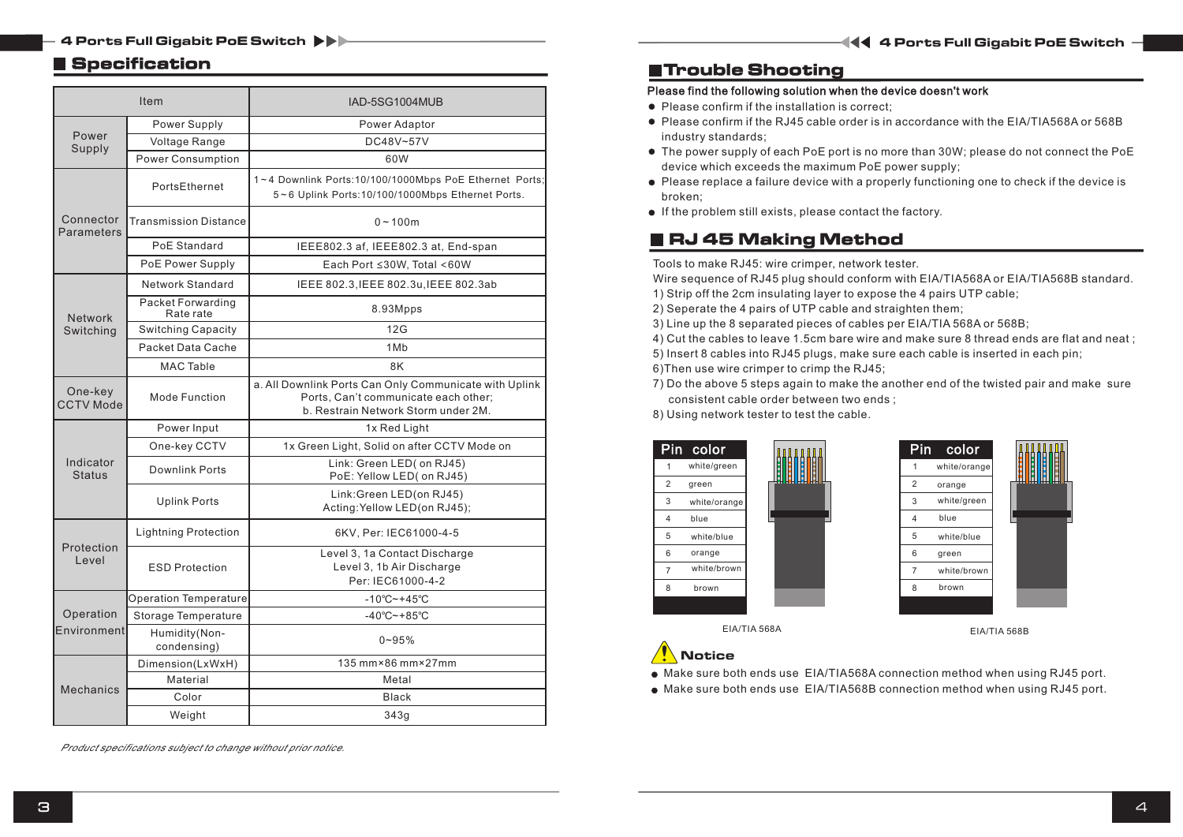## Specification

| Item | | IAD-5SG1004MUB |
|---|---|---|
| Power Supply | Power Supply | Power Adaptor |
| | Voltage Range | DC48V~57V |
| | Power Consumption | 60W |
| Connector Parameters | PortsEthernet | 1~4 Downlink Ports:10/100/1000Mbps PoE Ethernet Ports; 5~6 Uplink Ports:10/100/1000Mbps Ethernet Ports. |
| | Transmission Distance | 0~100m |
| | PoE Standard | IEEE802.3 af, IEEE802.3 at, End-span |
| | PoE Power Supply | Each Port ≤30W, Total <60W |
| Network Switching | Network Standard | IEEE 802.3,IEEE 802.3u,IEEE 802.3ab |
| | Packet Forwarding Rate rate | 8.93Mpps |
| | Switching Capacity | 12G |
| | Packet Data Cache | 1Mb |
| | MAC Table | 8K |
| One-key CCTV Mode | Mode Function | a. All Downlink Ports Can Only Communicate with Uplink Ports, Can't communicate each other; b. Restrain Network Storm under 2M. |
| Indicator Status | Power Input | 1x Red Light |
| | One-key CCTV | 1x Green Light, Solid on after CCTV Mode on |
| | Downlink Ports | Link: Green LED( on RJ45) PoE: Yellow LED( on RJ45) |
| | Uplink Ports | Link:Green LED(on RJ45) Acting:Yellow LED(on RJ45); |
| Protection Level | Lightning Protection | 6KV, Per: IEC61000-4-5 |
| | ESD Protection | Level 3, 1a Contact Discharge Level 3, 1b Air Discharge Per: IEC61000-4-2 |
| Operation Environment | Operation Temperature | -10℃~+45℃ |
| | Storage Temperature | -40℃~+85℃ |
| | Humidity(Non-condensing) | 0~95% |
| Mechanics | Dimension(LxWxH) | 135 mm×86 mm×27mm |
| | Material | Metal |
| | Color | Black |
| | Weight | 343g |

*Product specifications subject to change without prior notice.*

## Trouble Shooting

**Please find the following solution when the device doesn't work**

- Please confirm if the installation is correct;
- Please confirm if the RJ45 cable order is in accordance with the EIA/TIA568A or 568B industry standards;
- The power supply of each PoE port is no more than 30W; please do not connect the PoE device which exceeds the maximum PoE power supply;
- Please replace a failure device with a properly functioning one to check if the device is broken;
- If the problem still exists, please contact the factory.

## RJ 45 Making Method

Tools to make RJ45: wire crimper, network tester.
Wire sequence of RJ45 plug should conform with EIA/TIA568A or EIA/TIA568B standard.
1) Strip off the 2cm insulating layer to expose the 4 pairs UTP cable;
2) Seperate the 4 pairs of UTP cable and straighten them;
3) Line up the 8 separated pieces of cables per EIA/TIA 568A or 568B;
4) Cut the cables to leave 1.5cm bare wire and make sure 8 thread ends are flat and neat ;
5) Insert 8 cables into RJ45 plugs, make sure each cable is inserted in each pin;
6)Then use wire crimper to crimp the RJ45;
7) Do the above 5 steps again to make the another end of the twisted pair and make sure consistent cable order between two ends ;
8) Using network tester to test the cable.

| Pin | color |
|---|---|
| 1 | white/green |
| 2 | green |
| 3 | white/orange |
| 4 | blue |
| 5 | white/blue |
| 6 | orange |
| 7 | white/brown |
| 8 | brown |

EIA/TIA 568A

| Pin | color |
|---|---|
| 1 | white/orange |
| 2 | orange |
| 3 | white/green |
| 4 | blue |
| 5 | white/blue |
| 6 | green |
| 7 | white/brown |
| 8 | brown |

EIA/TIA 568B

### Notice

- Make sure both ends use EIA/TIA568A connection method when using RJ45 port.
- Make sure both ends use EIA/TIA568B connection method when using RJ45 port.